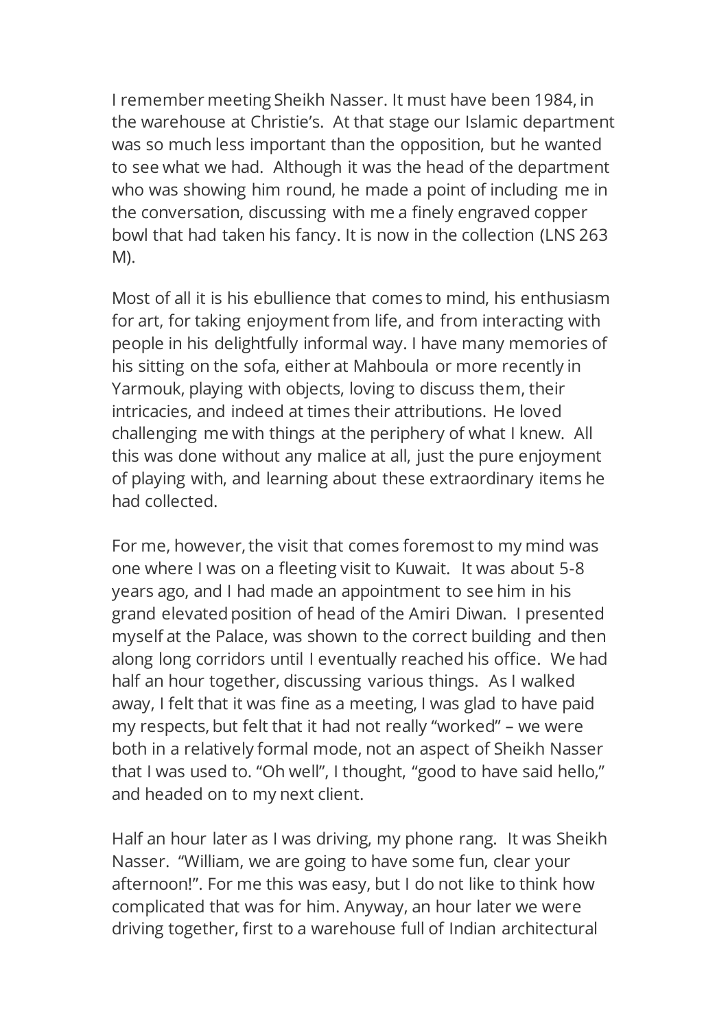I remember meeting Sheikh Nasser. It must have been 1984, in the warehouse at Christie's. At that stage our Islamic department was so much less important than the opposition, but he wanted to see what we had. Although it was the head of the department who was showing him round, he made a point of including me in the conversation, discussing with me a finely engraved copper bowl that had taken his fancy. It is now in the collection (LNS 263 M).

Most of all it is his ebullience that comes to mind, his enthusiasm for art, for taking enjoyment from life, and from interacting with people in his delightfully informal way. I have many memories of his sitting on the sofa, either at Mahboula or more recently in Yarmouk, playing with objects, loving to discuss them, their intricacies, and indeed at times their attributions. He loved challenging me with things at the periphery of what I knew. All this was done without any malice at all, just the pure enjoyment of playing with, and learning about these extraordinary items he had collected.

For me, however, the visit that comes foremost to my mind was one where I was on a fleeting visit to Kuwait. It was about 5-8 years ago, and I had made an appointment to see him in his grand elevated position of head of the Amiri Diwan. I presented myself at the Palace, was shown to the correct building and then along long corridors until I eventually reached his office. We had half an hour together, discussing various things. As I walked away, I felt that it was fine as a meeting, I was glad to have paid my respects, but felt that it had not really "worked" – we were both in a relatively formal mode, not an aspect of Sheikh Nasser that I was used to. "Oh well", I thought, "good to have said hello," and headed on to my next client.

Half an hour later as I was driving, my phone rang. It was Sheikh Nasser. "William, we are going to have some fun, clear your afternoon!". For me this was easy, but I do not like to think how complicated that was for him. Anyway, an hour later we were driving together, first to a warehouse full of Indian architectural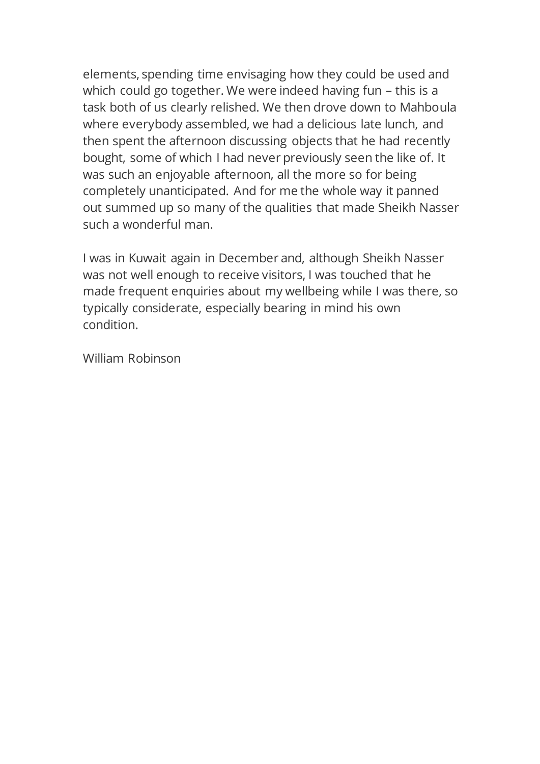elements, spending time envisaging how they could be used and which could go together. We were indeed having fun – this is a task both of us clearly relished. We then drove down to Mahboula where everybody assembled, we had a delicious late lunch, and then spent the afternoon discussing objects that he had recently bought, some of which I had never previously seen the like of. It was such an enjoyable afternoon, all the more so for being completely unanticipated. And for me the whole way it panned out summed up so many of the qualities that made Sheikh Nasser such a wonderful man.

I was in Kuwait again in December and, although Sheikh Nasser was not well enough to receive visitors, I was touched that he made frequent enquiries about my wellbeing while I was there, so typically considerate, especially bearing in mind his own condition.

William Robinson